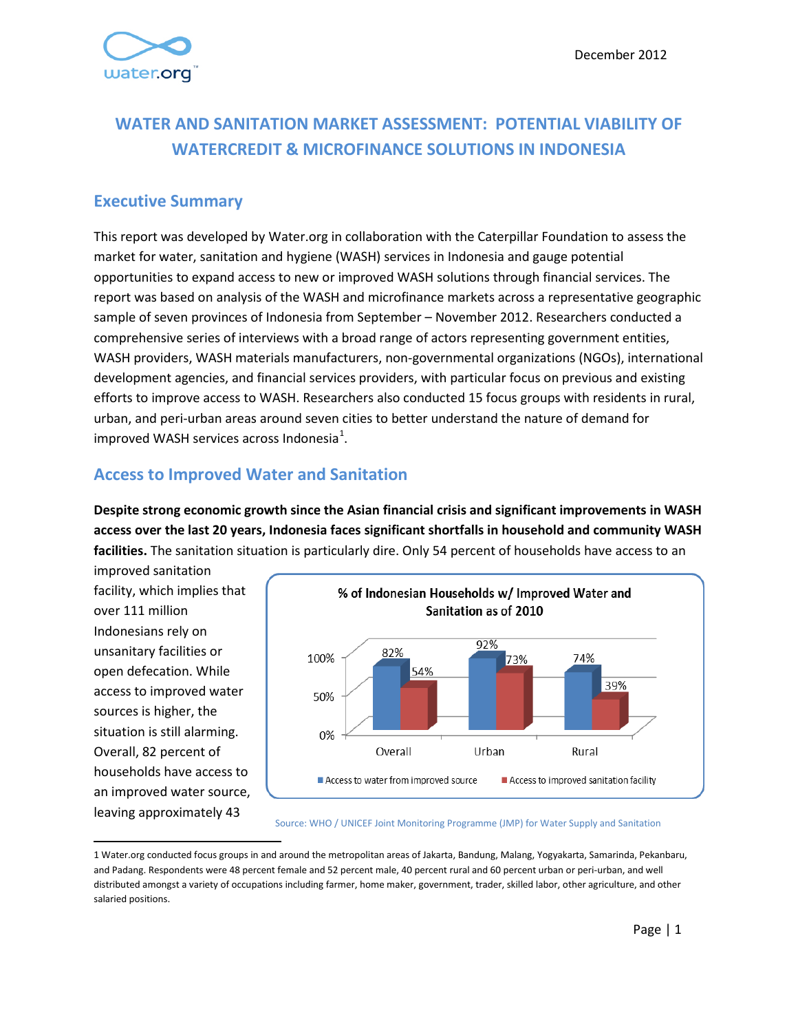December 2012

# WATER AND SANITATION MARKET ASSESSMENT: POTENTIAL VIABILITY OF WATERCREDIT & MICROFINANCE SOLUTIONS IN INDONESIA

## Executive Summary

This report was developed by Water.org in collaboration with the Caterpillar Foundation to assess the market for water, sanitation and hygiene (WASH) services in Indonesia and gauge potential opportunities to expand access to new or improved WASH solutions through financial services. The report was based on analysis of the WASH and microfinance markets across a representative geographic sample of seven provinces of Indonesia from September – November 2012. Researchers conducted a comprehensive series of interviews with a broad range of actors representing government entities, WASH providers, WASH materials manufacturers, non-governmental organizations (NGOs), international development agencies, and financial services providers, with particular focus on previous and existing efforts to improve access to WASH. Researchers also conducted 15 focus groups with residents in rural, urban, and peri-urban areas around seven cities to better understand the nature of demand for improved WASH services across Indonesia[1].

## Access to Improved Water and Sanitation

**Despite strong economic growth since the Asian financial crisis and significant improvements in WASH access over the last 20 years, Indonesia faces significant shortfalls in household and community WASH facilities.** The sanitation situation is particularly dire. Only 54 percent of households have access to an improved sanitation facility, which implies that over 111 million Indonesians rely on unsanitary facilities or open defecation. While access to improved water sources is higher, the situation is still alarming. Overall, 82 percent of households have access to an improved water source, leaving approximately 43

**% of Indonesian Households w/ Improved Water and Sanitation as of 2010**

| | Access to water from improved source | Access to improved sanitation facility |
|---|---|---|
| Overall | 82% | 54% |
| Urban | 92% | 73% |
| Rural | 74% | 39% |

Source: WHO / UNICEF Joint Monitoring Programme (JMP) for Water Supply and Sanitation

---

1 Water.org conducted focus groups in and around the metropolitan areas of Jakarta, Bandung, Malang, Yogyakarta, Samarinda, Pekanbaru, and Padang. Respondents were 48 percent female and 52 percent male, 40 percent rural and 60 percent urban or peri-urban, and well distributed amongst a variety of occupations including farmer, home maker, government, trader, skilled labor, other agriculture, and other salaried positions.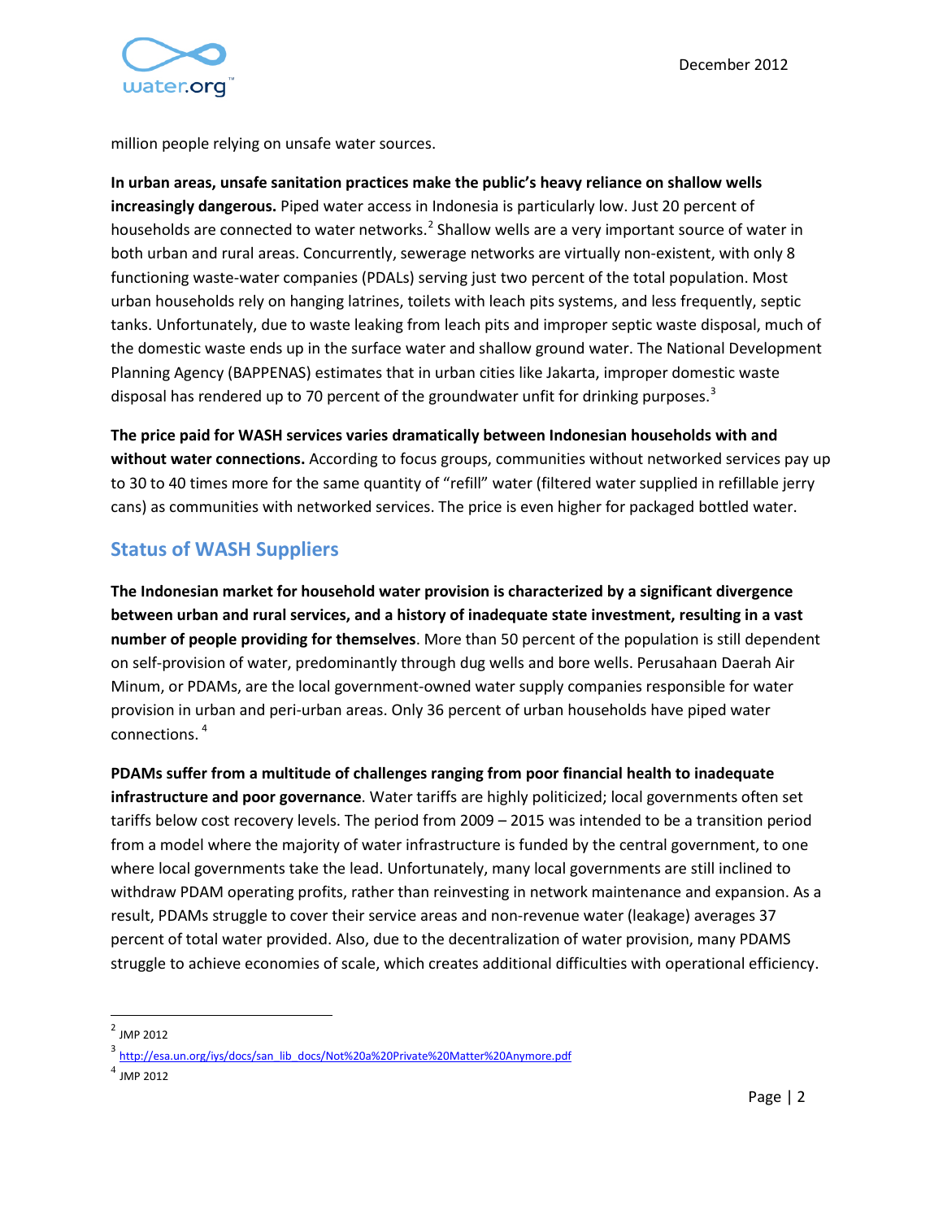million people relying on unsafe water sources.

**In urban areas, unsafe sanitation practices make the public's heavy reliance on shallow wells increasingly dangerous.** Piped water access in Indonesia is particularly low. Just 20 percent of households are connected to water networks.[2] Shallow wells are a very important source of water in both urban and rural areas. Concurrently, sewerage networks are virtually non-existent, with only 8 functioning waste-water companies (PDALs) serving just two percent of the total population. Most urban households rely on hanging latrines, toilets with leach pits systems, and less frequently, septic tanks. Unfortunately, due to waste leaking from leach pits and improper septic waste disposal, much of the domestic waste ends up in the surface water and shallow ground water. The National Development Planning Agency (BAPPENAS) estimates that in urban cities like Jakarta, improper domestic waste disposal has rendered up to 70 percent of the groundwater unfit for drinking purposes.[3]

**The price paid for WASH services varies dramatically between Indonesian households with and without water connections.** According to focus groups, communities without networked services pay up to 30 to 40 times more for the same quantity of "refill" water (filtered water supplied in refillable jerry cans) as communities with networked services. The price is even higher for packaged bottled water.

## Status of WASH Suppliers

**The Indonesian market for household water provision is characterized by a significant divergence between urban and rural services, and a history of inadequate state investment, resulting in a vast number of people providing for themselves**. More than 50 percent of the population is still dependent on self-provision of water, predominantly through dug wells and bore wells. Perusahaan Daerah Air Minum, or PDAMs, are the local government-owned water supply companies responsible for water provision in urban and peri-urban areas. Only 36 percent of urban households have piped water connections.[4]

**PDAMs suffer from a multitude of challenges ranging from poor financial health to inadequate infrastructure and poor governance**. Water tariffs are highly politicized; local governments often set tariffs below cost recovery levels. The period from 2009 – 2015 was intended to be a transition period from a model where the majority of water infrastructure is funded by the central government, to one where local governments take the lead. Unfortunately, many local governments are still inclined to withdraw PDAM operating profits, rather than reinvesting in network maintenance and expansion. As a result, PDAMs struggle to cover their service areas and non-revenue water (leakage) averages 37 percent of total water provided. Also, due to the decentralization of water provision, many PDAMS struggle to achieve economies of scale, which creates additional difficulties with operational efficiency.

---

[2] JMP 2012

[3] http://esa.un.org/iys/docs/san_lib_docs/Not%20a%20Private%20Matter%20Anymore.pdf

[4] JMP 2012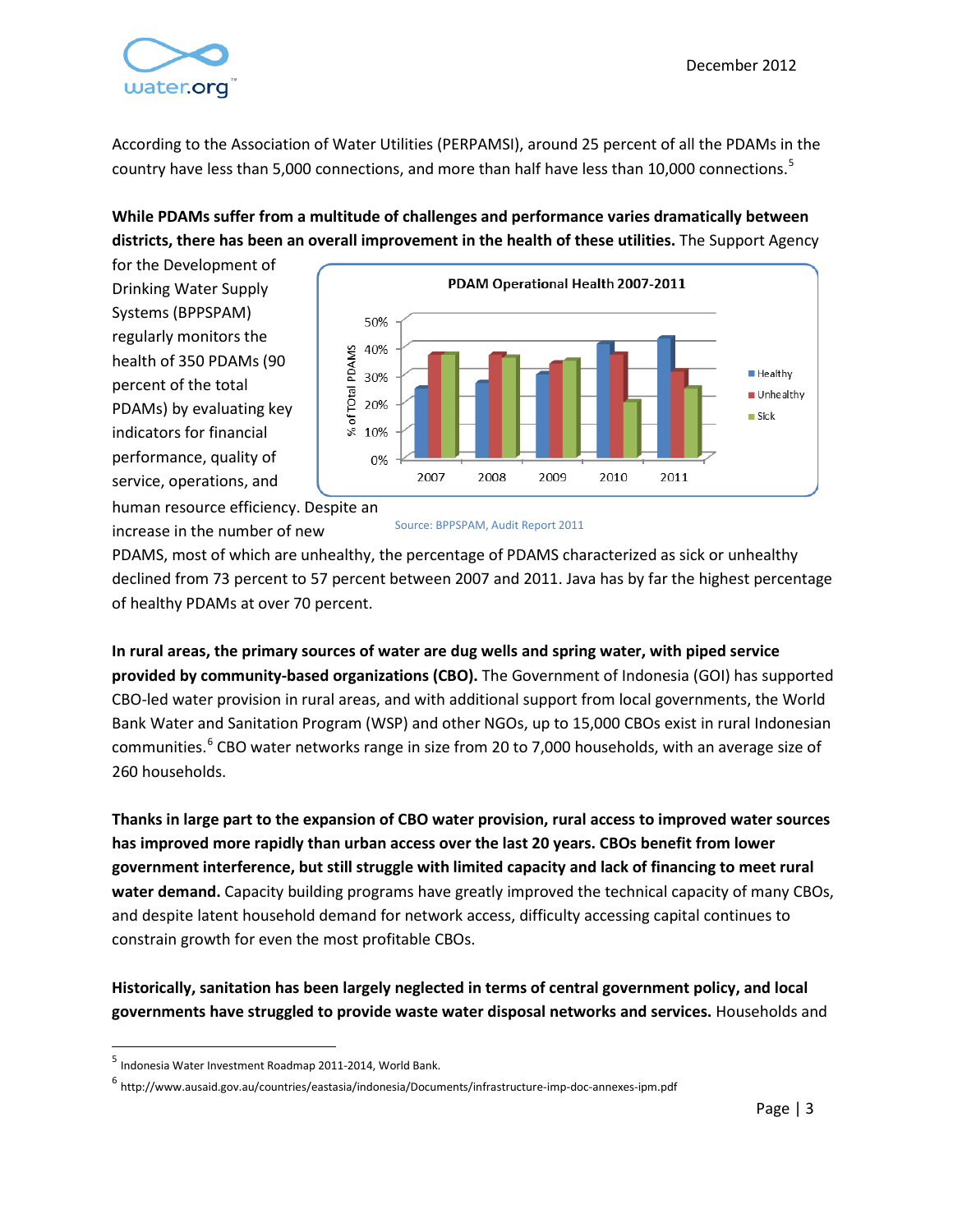According to the Association of Water Utilities (PERPAMSI), around 25 percent of all the PDAMs in the country have less than 5,000 connections, and more than half have less than 10,000 connections.[5]

**While PDAMs suffer from a multitude of challenges and performance varies dramatically between districts, there has been an overall improvement in the health of these utilities.** The Support Agency for the Development of Drinking Water Supply Systems (BPPSPAM) regularly monitors the health of 350 PDAMs (90 percent of the total PDAMs) by evaluating key indicators for financial performance, quality of service, operations, and human resource efficiency. Despite an increase in the number of new PDAMS, most of which are unhealthy, the percentage of PDAMS characterized as sick or unhealthy declined from 73 percent to 57 percent between 2007 and 2011. Java has by far the highest percentage of healthy PDAMs at over 70 percent.

**PDAM Operational Health 2007-2011**

Source: BPPSPAM, Audit Report 2011

**In rural areas, the primary sources of water are dug wells and spring water, with piped service provided by community-based organizations (CBO).** The Government of Indonesia (GOI) has supported CBO-led water provision in rural areas, and with additional support from local governments, the World Bank Water and Sanitation Program (WSP) and other NGOs, up to 15,000 CBOs exist in rural Indonesian communities.[6] CBO water networks range in size from 20 to 7,000 households, with an average size of 260 households.

**Thanks in large part to the expansion of CBO water provision, rural access to improved water sources has improved more rapidly than urban access over the last 20 years. CBOs benefit from lower government interference, but still struggle with limited capacity and lack of financing to meet rural water demand.** Capacity building programs have greatly improved the technical capacity of many CBOs, and despite latent household demand for network access, difficulty accessing capital continues to constrain growth for even the most profitable CBOs.

**Historically, sanitation has been largely neglected in terms of central government policy, and local governments have struggled to provide waste water disposal networks and services.** Households and

---

[5] Indonesia Water Investment Roadmap 2011-2014, World Bank.

[6] http://www.ausaid.gov.au/countries/eastasia/indonesia/Documents/infrastructure-imp-doc-annexes-ipm.pdf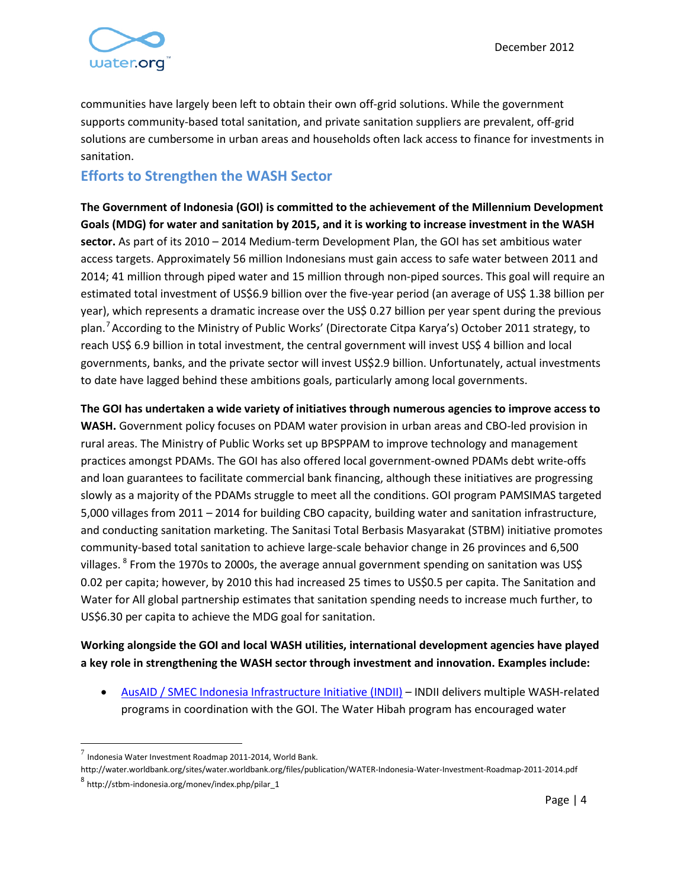communities have largely been left to obtain their own off-grid solutions. While the government supports community-based total sanitation, and private sanitation suppliers are prevalent, off-grid solutions are cumbersome in urban areas and households often lack access to finance for investments in sanitation.

## Efforts to Strengthen the WASH Sector

**The Government of Indonesia (GOI) is committed to the achievement of the Millennium Development Goals (MDG) for water and sanitation by 2015, and it is working to increase investment in the WASH sector.** As part of its 2010 – 2014 Medium-term Development Plan, the GOI has set ambitious water access targets. Approximately 56 million Indonesians must gain access to safe water between 2011 and 2014; 41 million through piped water and 15 million through non-piped sources. This goal will require an estimated total investment of US$6.9 billion over the five-year period (an average of US$ 1.38 billion per year), which represents a dramatic increase over the US$ 0.27 billion per year spent during the previous plan.[7] According to the Ministry of Public Works' (Directorate Citpa Karya's) October 2011 strategy, to reach US$ 6.9 billion in total investment, the central government will invest US$ 4 billion and local governments, banks, and the private sector will invest US$2.9 billion. Unfortunately, actual investments to date have lagged behind these ambitions goals, particularly among local governments.

**The GOI has undertaken a wide variety of initiatives through numerous agencies to improve access to WASH.** Government policy focuses on PDAM water provision in urban areas and CBO-led provision in rural areas. The Ministry of Public Works set up BPSPPAM to improve technology and management practices amongst PDAMs. The GOI has also offered local government-owned PDAMs debt write-offs and loan guarantees to facilitate commercial bank financing, although these initiatives are progressing slowly as a majority of the PDAMs struggle to meet all the conditions. GOI program PAMSIMAS targeted 5,000 villages from 2011 – 2014 for building CBO capacity, building water and sanitation infrastructure, and conducting sanitation marketing. The Sanitasi Total Berbasis Masyarakat (STBM) initiative promotes community-based total sanitation to achieve large-scale behavior change in 26 provinces and 6,500 villages.[8] From the 1970s to 2000s, the average annual government spending on sanitation was US$ 0.02 per capita; however, by 2010 this had increased 25 times to US$0.5 per capita. The Sanitation and Water for All global partnership estimates that sanitation spending needs to increase much further, to US$6.30 per capita to achieve the MDG goal for sanitation.

**Working alongside the GOI and local WASH utilities, international development agencies have played a key role in strengthening the WASH sector through investment and innovation. Examples include:**

- [AusAID / SMEC Indonesia Infrastructure Initiative (INDII)]() – INDII delivers multiple WASH-related programs in coordination with the GOI. The Water Hibah program has encouraged water

---

[7] Indonesia Water Investment Roadmap 2011-2014, World Bank. http://water.worldbank.org/sites/water.worldbank.org/files/publication/WATER-Indonesia-Water-Investment-Roadmap-2011-2014.pdf

[8] http://stbm-indonesia.org/monev/index.php/pilar_1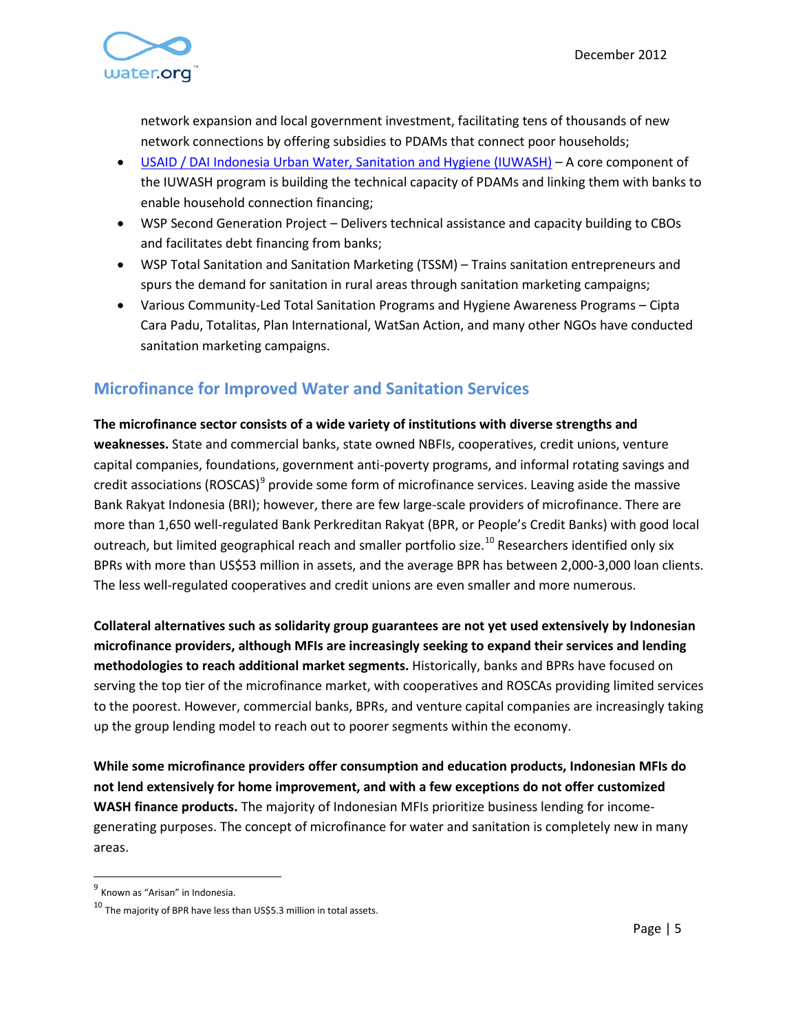network expansion and local government investment, facilitating tens of thousands of new network connections by offering subsidies to PDAMs that connect poor households;

- USAID / DAI Indonesia Urban Water, Sanitation and Hygiene (IUWASH) – A core component of the IUWASH program is building the technical capacity of PDAMs and linking them with banks to enable household connection financing;
- WSP Second Generation Project – Delivers technical assistance and capacity building to CBOs and facilitates debt financing from banks;
- WSP Total Sanitation and Sanitation Marketing (TSSM) – Trains sanitation entrepreneurs and spurs the demand for sanitation in rural areas through sanitation marketing campaigns;
- Various Community-Led Total Sanitation Programs and Hygiene Awareness Programs – Cipta Cara Padu, Totalitas, Plan International, WatSan Action, and many other NGOs have conducted sanitation marketing campaigns.

## Microfinance for Improved Water and Sanitation Services

**The microfinance sector consists of a wide variety of institutions with diverse strengths and weaknesses.** State and commercial banks, state owned NBFIs, cooperatives, credit unions, venture capital companies, foundations, government anti-poverty programs, and informal rotating savings and credit associations (ROSCAS)[9] provide some form of microfinance services. Leaving aside the massive Bank Rakyat Indonesia (BRI); however, there are few large-scale providers of microfinance. There are more than 1,650 well-regulated Bank Perkreditan Rakyat (BPR, or People's Credit Banks) with good local outreach, but limited geographical reach and smaller portfolio size.[10] Researchers identified only six BPRs with more than US$53 million in assets, and the average BPR has between 2,000-3,000 loan clients. The less well-regulated cooperatives and credit unions are even smaller and more numerous.

**Collateral alternatives such as solidarity group guarantees are not yet used extensively by Indonesian microfinance providers, although MFIs are increasingly seeking to expand their services and lending methodologies to reach additional market segments.** Historically, banks and BPRs have focused on serving the top tier of the microfinance market, with cooperatives and ROSCAs providing limited services to the poorest. However, commercial banks, BPRs, and venture capital companies are increasingly taking up the group lending model to reach out to poorer segments within the economy.

**While some microfinance providers offer consumption and education products, Indonesian MFIs do not lend extensively for home improvement, and with a few exceptions do not offer customized WASH finance products.** The majority of Indonesian MFIs prioritize business lending for income-generating purposes. The concept of microfinance for water and sanitation is completely new in many areas.

---

[9] Known as "Arisan" in Indonesia.

[10] The majority of BPR have less than US$5.3 million in total assets.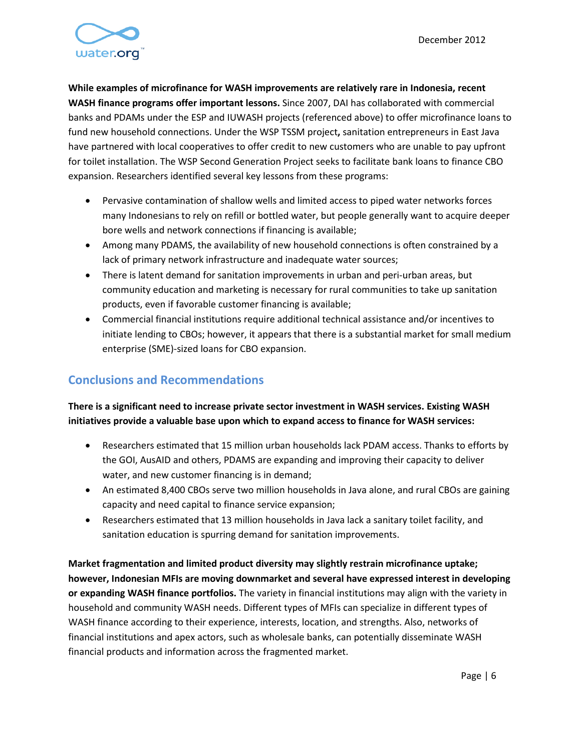**While examples of microfinance for WASH improvements are relatively rare in Indonesia, recent WASH finance programs offer important lessons.** Since 2007, DAI has collaborated with commercial banks and PDAMs under the ESP and IUWASH projects (referenced above) to offer microfinance loans to fund new household connections. Under the WSP TSSM project**,** sanitation entrepreneurs in East Java have partnered with local cooperatives to offer credit to new customers who are unable to pay upfront for toilet installation. The WSP Second Generation Project seeks to facilitate bank loans to finance CBO expansion. Researchers identified several key lessons from these programs:

- Pervasive contamination of shallow wells and limited access to piped water networks forces many Indonesians to rely on refill or bottled water, but people generally want to acquire deeper bore wells and network connections if financing is available;
- Among many PDAMS, the availability of new household connections is often constrained by a lack of primary network infrastructure and inadequate water sources;
- There is latent demand for sanitation improvements in urban and peri-urban areas, but community education and marketing is necessary for rural communities to take up sanitation products, even if favorable customer financing is available;
- Commercial financial institutions require additional technical assistance and/or incentives to initiate lending to CBOs; however, it appears that there is a substantial market for small medium enterprise (SME)-sized loans for CBO expansion.

## Conclusions and Recommendations

**There is a significant need to increase private sector investment in WASH services. Existing WASH initiatives provide a valuable base upon which to expand access to finance for WASH services:**

- Researchers estimated that 15 million urban households lack PDAM access. Thanks to efforts by the GOI, AusAID and others, PDAMS are expanding and improving their capacity to deliver water, and new customer financing is in demand;
- An estimated 8,400 CBOs serve two million households in Java alone, and rural CBOs are gaining capacity and need capital to finance service expansion;
- Researchers estimated that 13 million households in Java lack a sanitary toilet facility, and sanitation education is spurring demand for sanitation improvements.

**Market fragmentation and limited product diversity may slightly restrain microfinance uptake; however, Indonesian MFIs are moving downmarket and several have expressed interest in developing or expanding WASH finance portfolios.** The variety in financial institutions may align with the variety in household and community WASH needs. Different types of MFIs can specialize in different types of WASH finance according to their experience, interests, location, and strengths. Also, networks of financial institutions and apex actors, such as wholesale banks, can potentially disseminate WASH financial products and information across the fragmented market.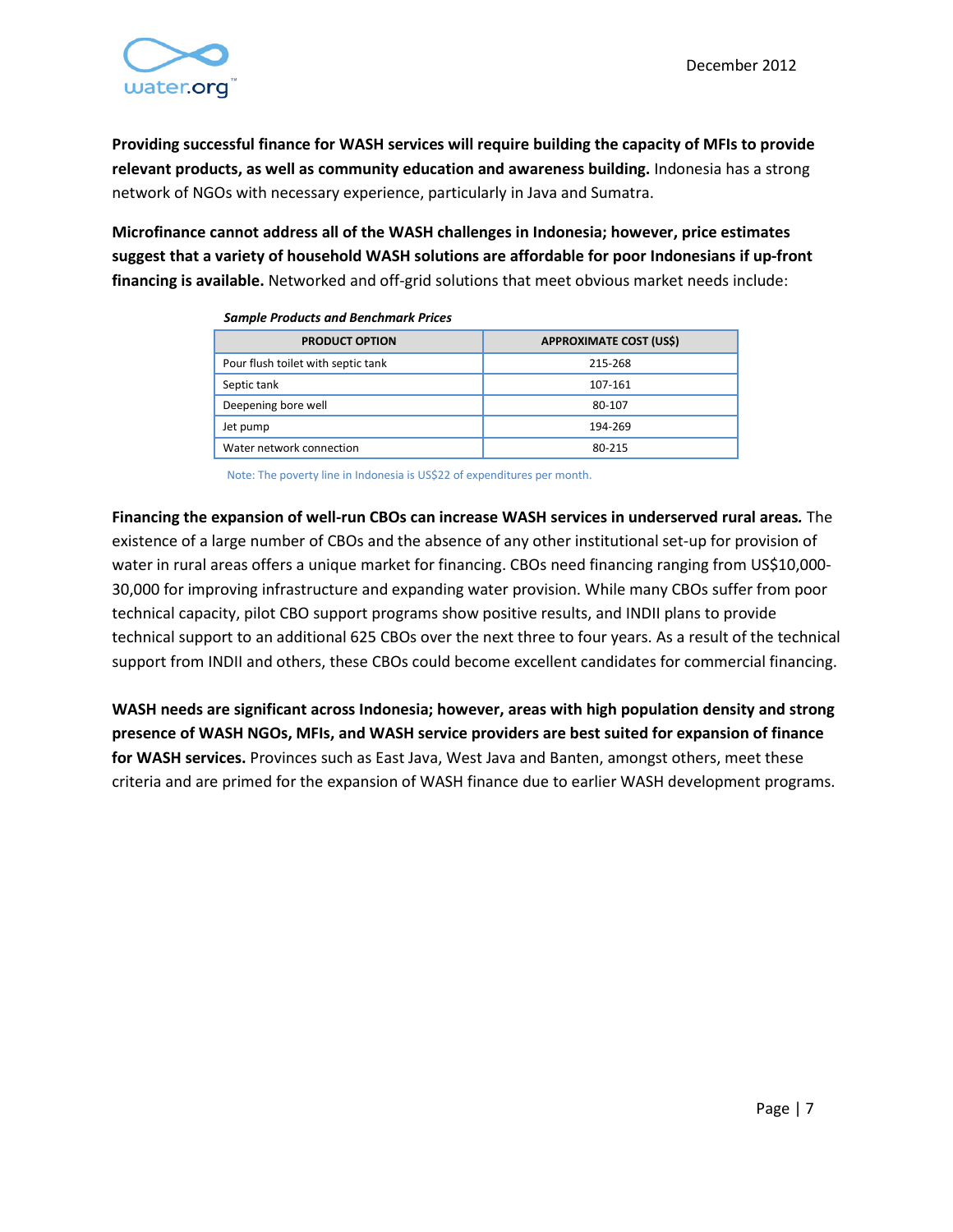**Providing successful finance for WASH services will require building the capacity of MFIs to provide relevant products, as well as community education and awareness building.** Indonesia has a strong network of NGOs with necessary experience, particularly in Java and Sumatra.

**Microfinance cannot address all of the WASH challenges in Indonesia; however, price estimates suggest that a variety of household WASH solutions are affordable for poor Indonesians if up-front financing is available.** Networked and off-grid solutions that meet obvious market needs include:

***Sample Products and Benchmark Prices***

| PRODUCT OPTION | APPROXIMATE COST (US$) |
|---|---|
| Pour flush toilet with septic tank | 215-268 |
| Septic tank | 107-161 |
| Deepening bore well | 80-107 |
| Jet pump | 194-269 |
| Water network connection | 80-215 |

Note: The poverty line in Indonesia is US$22 of expenditures per month.

**Financing the expansion of well-run CBOs can increase WASH services in underserved rural areas.** The existence of a large number of CBOs and the absence of any other institutional set-up for provision of water in rural areas offers a unique market for financing. CBOs need financing ranging from US$10,000-30,000 for improving infrastructure and expanding water provision. While many CBOs suffer from poor technical capacity, pilot CBO support programs show positive results, and INDII plans to provide technical support to an additional 625 CBOs over the next three to four years. As a result of the technical support from INDII and others, these CBOs could become excellent candidates for commercial financing.

**WASH needs are significant across Indonesia; however, areas with high population density and strong presence of WASH NGOs, MFIs, and WASH service providers are best suited for expansion of finance for WASH services.** Provinces such as East Java, West Java and Banten, amongst others, meet these criteria and are primed for the expansion of WASH finance due to earlier WASH development programs.